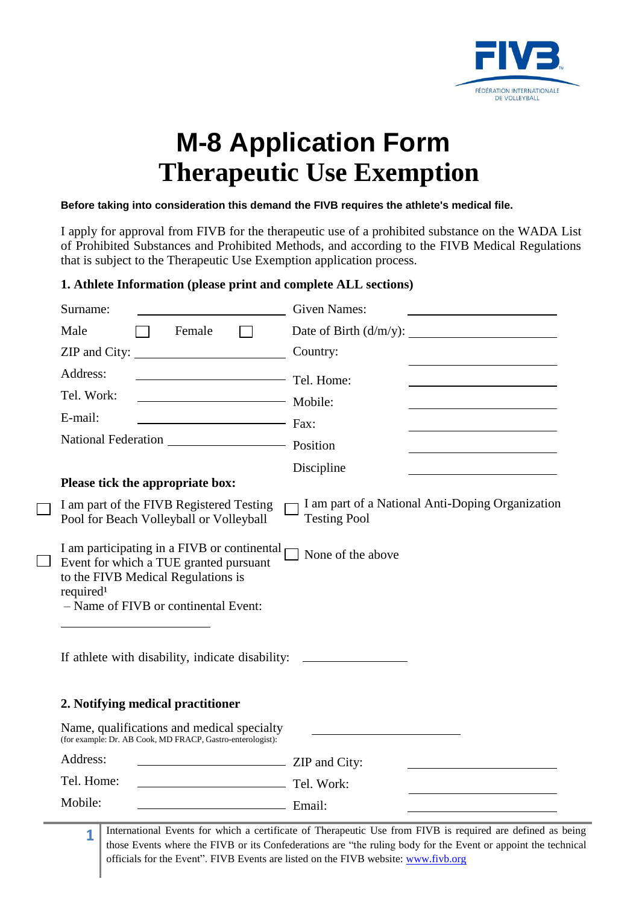# M-8 Application Form
# Therapeutic Use Exemption

**Before taking into consideration this demand the FIVB requires the athlete's medical file.**

I apply for approval from FIVB for the therapeutic use of a prohibited substance on the WADA List of Prohibited Substances and Prohibited Methods, and according to the FIVB Medical Regulations that is subject to the Therapeutic Use Exemption application process.

## 1. Athlete Information (please print and complete ALL sections)

Surname: ____________________ Given Names: ____________________

Male ☐ Female ☐ Date of Birth (d/m/y): ____________________

ZIP and City: ____________________ Country: ____________________

Address: ____________________ Tel. Home: ____________________

Tel. Work: ____________________ Mobile: ____________________

E-mail: ____________________ Fax: ____________________

National Federation ____________________ Position ____________________

Discipline ____________________

**Please tick the appropriate box:**

☐ I am part of the FIVB Registered Testing Pool for Beach Volleyball or Volleyball

☐ I am part of a National Anti-Doping Organization Testing Pool

☐ I am participating in a FIVB or continental Event for which a TUE granted pursuant to the FIVB Medical Regulations is required[1]
– Name of FIVB or continental Event: ____________________

☐ None of the above

If athlete with disability, indicate disability: ____________________

## 2. Notifying medical practitioner

Name, qualifications and medical specialty (for example: Dr. AB Cook, MD FRACP, Gastro-enterologist): ____________________

Address: ____________________ ZIP and City: ____________________

Tel. Home: ____________________ Tel. Work: ____________________

Mobile: ____________________ Email: ____________________

---

[1] International Events for which a certificate of Therapeutic Use from FIVB is required are defined as being those Events where the FIVB or its Confederations are "the ruling body for the Event or appoint the technical officials for the Event". FIVB Events are listed on the FIVB website: www.fivb.org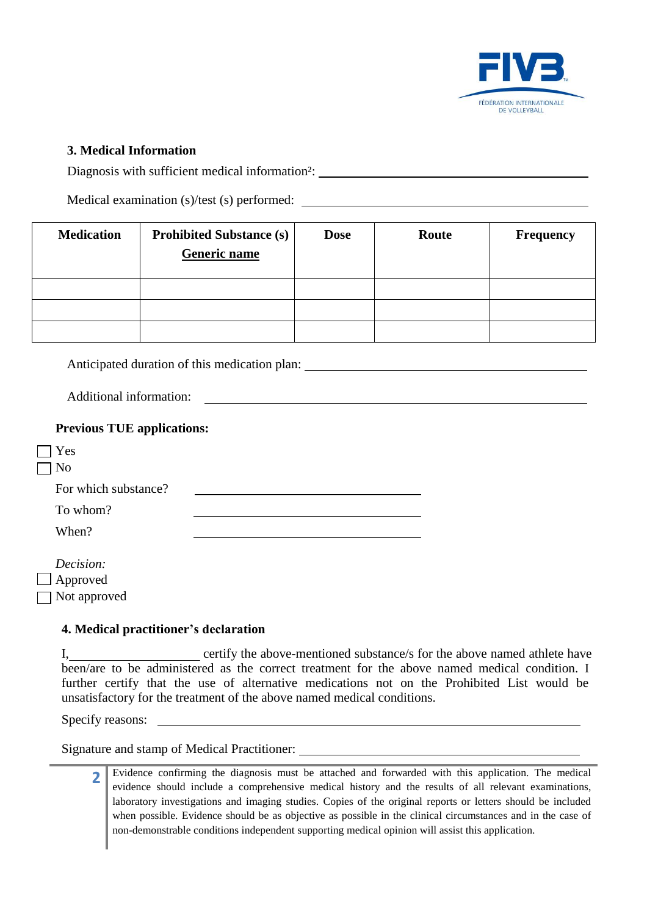### 3. Medical Information

Diagnosis with sufficient medical information[2]: ______________________________

Medical examination (s)/test (s) performed: ______________________________

| Medication | Prohibited Substance (s) <u>Generic name</u> | Dose | Route | Frequency |
|---|---|---|---|---|
| | | | | |
| | | | | |
| | | | | |

Anticipated duration of this medication plan: ______________________________

Additional information: ______________________________

**Previous TUE applications:**

☐ Yes
☐ No

For which substance? ______________________________

To whom? ______________________________

When? ______________________________

*Decision:*
☐ Approved
☐ Not approved

### 4. Medical practitioner's declaration

I,____________________ certify the above-mentioned substance/s for the above named athlete have been/are to be administered as the correct treatment for the above named medical condition. I further certify that the use of alternative medications not on the Prohibited List would be unsatisfactory for the treatment of the above named medical conditions.

Specify reasons: ______________________________

Signature and stamp of Medical Practitioner: ______________________________

---

[2] Evidence confirming the diagnosis must be attached and forwarded with this application. The medical evidence should include a comprehensive medical history and the results of all relevant examinations, laboratory investigations and imaging studies. Copies of the original reports or letters should be included when possible. Evidence should be as objective as possible in the clinical circumstances and in the case of non-demonstrable conditions independent supporting medical opinion will assist this application.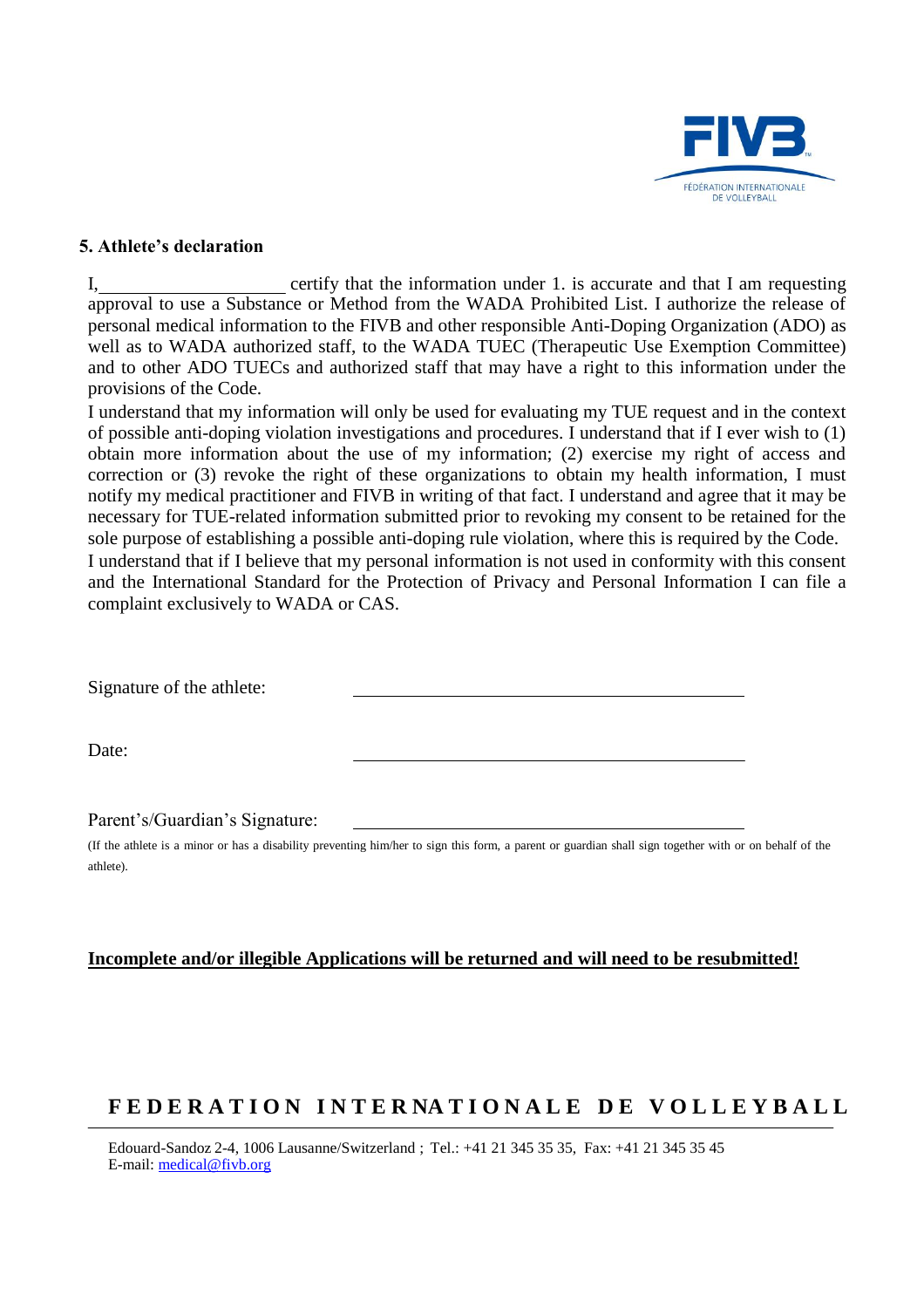FIVB

FÉDÉRATION INTERNATIONALE DE VOLLEYBALL

**5. Athlete's declaration**

I,____________________ certify that the information under 1. is accurate and that I am requesting approval to use a Substance or Method from the WADA Prohibited List. I authorize the release of personal medical information to the FIVB and other responsible Anti-Doping Organization (ADO) as well as to WADA authorized staff, to the WADA TUEC (Therapeutic Use Exemption Committee) and to other ADO TUECs and authorized staff that may have a right to this information under the provisions of the Code.

I understand that my information will only be used for evaluating my TUE request and in the context of possible anti-doping violation investigations and procedures. I understand that if I ever wish to (1) obtain more information about the use of my information; (2) exercise my right of access and correction or (3) revoke the right of these organizations to obtain my health information, I must notify my medical practitioner and FIVB in writing of that fact. I understand and agree that it may be necessary for TUE-related information submitted prior to revoking my consent to be retained for the sole purpose of establishing a possible anti-doping rule violation, where this is required by the Code.

I understand that if I believe that my personal information is not used in conformity with this consent and the International Standard for the Protection of Privacy and Personal Information I can file a complaint exclusively to WADA or CAS.

Signature of the athlete: ______________________________

Date: ______________________________

Parent's/Guardian's Signature: ______________________________

(If the athlete is a minor or has a disability preventing him/her to sign this form, a parent or guardian shall sign together with or on behalf of the athlete).

**Incomplete and/or illegible Applications will be returned and will need to be resubmitted!**

**FEDERATION INTERNATIONALE DE VOLLEYBALL**

Edouard-Sandoz 2-4, 1006 Lausanne/Switzerland ; Tel.: +41 21 345 35 35, Fax: +41 21 345 35 45
E-mail: medical@fivb.org